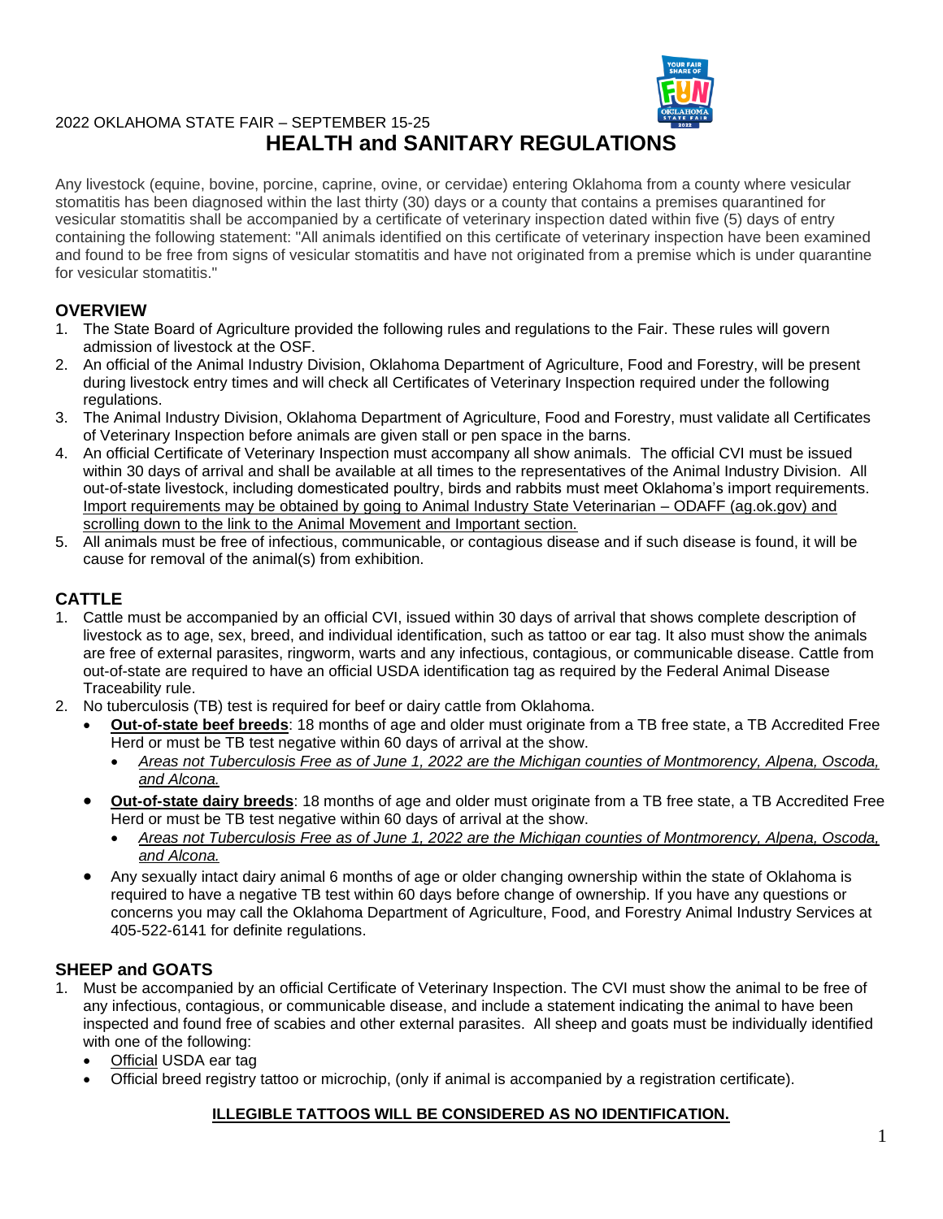2022 OKLAHOMA STATE FAIR – SEPTEMBER 15-25

# HEALTH and SANITARY REGULATIONS

Any livestock (equine, bovine, porcine, caprine, ovine, or cervidae) entering Oklahoma from a county where vesicular stomatitis has been diagnosed within the last thirty (30) days or a county that contains a premises quarantined for vesicular stomatitis shall be accompanied by a certificate of veterinary inspection dated within five (5) days of entry containing the following statement: "All animals identified on this certificate of veterinary inspection have been examined and found to be free from signs of vesicular stomatitis and have not originated from a premise which is under quarantine for vesicular stomatitis."

## OVERVIEW

1. The State Board of Agriculture provided the following rules and regulations to the Fair. These rules will govern admission of livestock at the OSF.
2. An official of the Animal Industry Division, Oklahoma Department of Agriculture, Food and Forestry, will be present during livestock entry times and will check all Certificates of Veterinary Inspection required under the following regulations.
3. The Animal Industry Division, Oklahoma Department of Agriculture, Food and Forestry, must validate all Certificates of Veterinary Inspection before animals are given stall or pen space in the barns.
4. An official Certificate of Veterinary Inspection must accompany all show animals. The official CVI must be issued within 30 days of arrival and shall be available at all times to the representatives of the Animal Industry Division. All out-of-state livestock, including domesticated poultry, birds and rabbits must meet Oklahoma's import requirements. Import requirements may be obtained by going to Animal Industry State Veterinarian – ODAFF (ag.ok.gov) and scrolling down to the link to the Animal Movement and Important section.
5. All animals must be free of infectious, communicable, or contagious disease and if such disease is found, it will be cause for removal of the animal(s) from exhibition.

## CATTLE

1. Cattle must be accompanied by an official CVI, issued within 30 days of arrival that shows complete description of livestock as to age, sex, breed, and individual identification, such as tattoo or ear tag. It also must show the animals are free of external parasites, ringworm, warts and any infectious, contagious, or communicable disease. Cattle from out-of-state are required to have an official USDA identification tag as required by the Federal Animal Disease Traceability rule.
2. No tuberculosis (TB) test is required for beef or dairy cattle from Oklahoma.
   - **Out-of-state beef breeds**: 18 months of age and older must originate from a TB free state, a TB Accredited Free Herd or must be TB test negative within 60 days of arrival at the show.
     - *Areas not Tuberculosis Free as of June 1, 2022 are the Michigan counties of Montmorency, Alpena, Oscoda, and Alcona.*
   - **Out-of-state dairy breeds**: 18 months of age and older must originate from a TB free state, a TB Accredited Free Herd or must be TB test negative within 60 days of arrival at the show.
     - *Areas not Tuberculosis Free as of June 1, 2022 are the Michigan counties of Montmorency, Alpena, Oscoda, and Alcona.*
   - Any sexually intact dairy animal 6 months of age or older changing ownership within the state of Oklahoma is required to have a negative TB test within 60 days before change of ownership. If you have any questions or concerns you may call the Oklahoma Department of Agriculture, Food, and Forestry Animal Industry Services at 405-522-6141 for definite regulations.

## SHEEP and GOATS

1. Must be accompanied by an official Certificate of Veterinary Inspection. The CVI must show the animal to be free of any infectious, contagious, or communicable disease, and include a statement indicating the animal to have been inspected and found free of scabies and other external parasites. All sheep and goats must be individually identified with one of the following:
   - Official USDA ear tag
   - Official breed registry tattoo or microchip, (only if animal is accompanied by a registration certificate).

**ILLEGIBLE TATTOOS WILL BE CONSIDERED AS NO IDENTIFICATION.**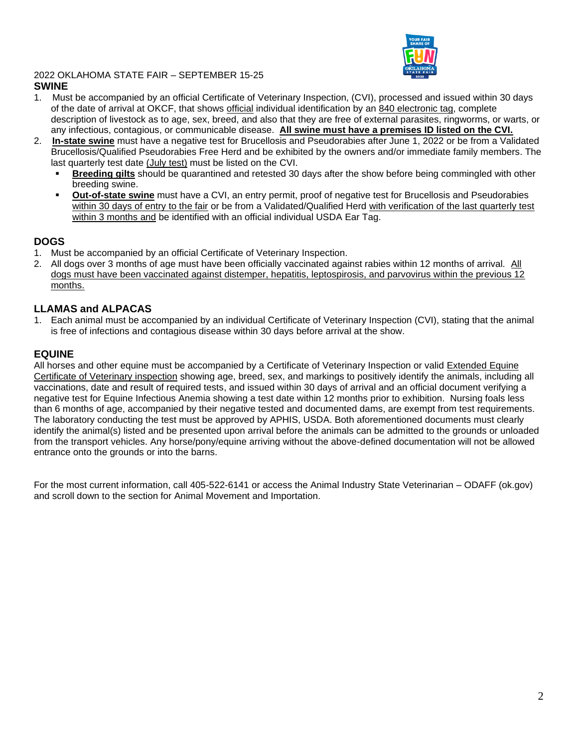2022 OKLAHOMA STATE FAIR – SEPTEMBER 15-25

## SWINE

1. Must be accompanied by an official Certificate of Veterinary Inspection, (CVI), processed and issued within 30 days of the date of arrival at OKCF, that shows official individual identification by an 840 electronic tag, complete description of livestock as to age, sex, breed, and also that they are free of external parasites, ringworms, or warts, or any infectious, contagious, or communicable disease. **All swine must have a premises ID listed on the CVI.**
2. **In-state swine** must have a negative test for Brucellosis and Pseudorabies after June 1, 2022 or be from a Validated Brucellosis/Qualified Pseudorabies Free Herd and be exhibited by the owners and/or immediate family members. The last quarterly test date (July test) must be listed on the CVI.
   - **Breeding gilts** should be quarantined and retested 30 days after the show before being commingled with other breeding swine.
   - **Out-of-state swine** must have a CVI, an entry permit, proof of negative test for Brucellosis and Pseudorabies within 30 days of entry to the fair or be from a Validated/Qualified Herd with verification of the last quarterly test within 3 months and be identified with an official individual USDA Ear Tag.

## DOGS

1. Must be accompanied by an official Certificate of Veterinary Inspection.
2. All dogs over 3 months of age must have been officially vaccinated against rabies within 12 months of arrival. All dogs must have been vaccinated against distemper, hepatitis, leptospirosis, and parvovirus within the previous 12 months.

## LLAMAS and ALPACAS

1. Each animal must be accompanied by an individual Certificate of Veterinary Inspection (CVI), stating that the animal is free of infections and contagious disease within 30 days before arrival at the show.

## EQUINE

All horses and other equine must be accompanied by a Certificate of Veterinary Inspection or valid Extended Equine Certificate of Veterinary inspection showing age, breed, sex, and markings to positively identify the animals, including all vaccinations, date and result of required tests, and issued within 30 days of arrival and an official document verifying a negative test for Equine Infectious Anemia showing a test date within 12 months prior to exhibition. Nursing foals less than 6 months of age, accompanied by their negative tested and documented dams, are exempt from test requirements. The laboratory conducting the test must be approved by APHIS, USDA. Both aforementioned documents must clearly identify the animal(s) listed and be presented upon arrival before the animals can be admitted to the grounds or unloaded from the transport vehicles. Any horse/pony/equine arriving without the above-defined documentation will not be allowed entrance onto the grounds or into the barns.

For the most current information, call 405-522-6141 or access the Animal Industry State Veterinarian – ODAFF (ok.gov) and scroll down to the section for Animal Movement and Importation.